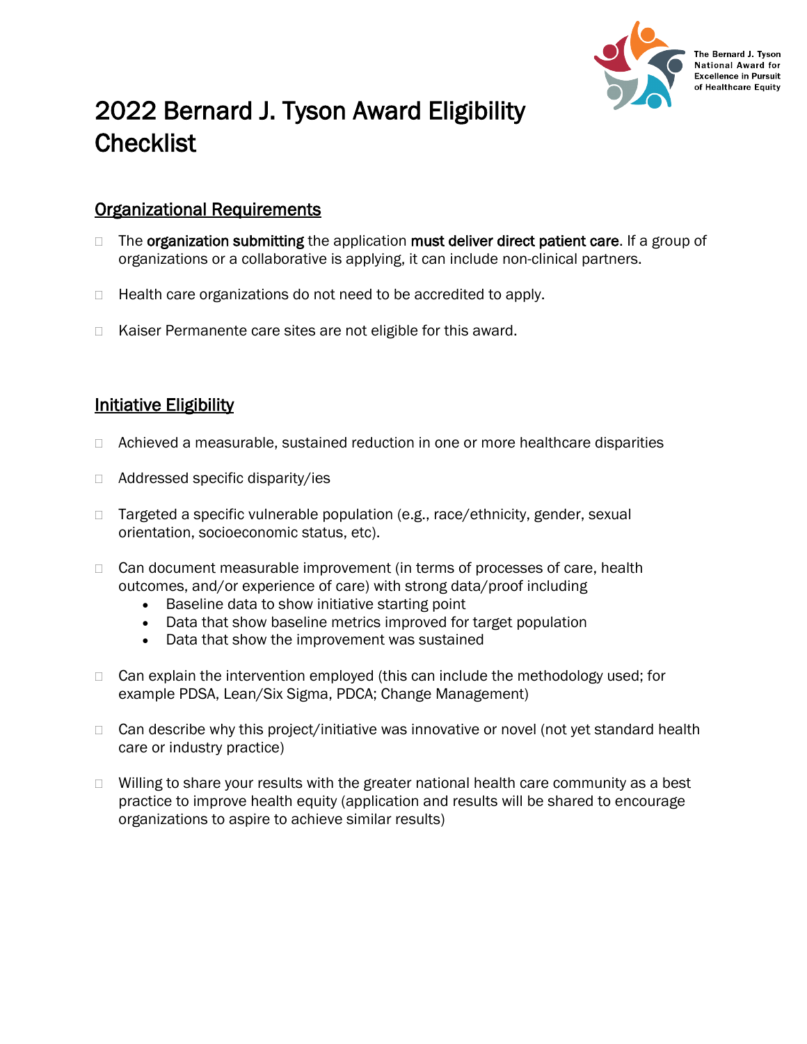The Bernard J. Tyson National Award for Excellence in Pursuit of Healthcare Equity

# 2022 Bernard J. Tyson Award Eligibility Checklist

## Organizational Requirements

- ☐ The **organization submitting** the application **must deliver direct patient care**. If a group of organizations or a collaborative is applying, it can include non-clinical partners.
- ☐ Health care organizations do not need to be accredited to apply.
- ☐ Kaiser Permanente care sites are not eligible for this award.

## Initiative Eligibility

- ☐ Achieved a measurable, sustained reduction in one or more healthcare disparities
- ☐ Addressed specific disparity/ies
- ☐ Targeted a specific vulnerable population (e.g., race/ethnicity, gender, sexual orientation, socioeconomic status, etc).
- ☐ Can document measurable improvement (in terms of processes of care, health outcomes, and/or experience of care) with strong data/proof including
  - Baseline data to show initiative starting point
  - Data that show baseline metrics improved for target population
  - Data that show the improvement was sustained
- ☐ Can explain the intervention employed (this can include the methodology used; for example PDSA, Lean/Six Sigma, PDCA; Change Management)
- ☐ Can describe why this project/initiative was innovative or novel (not yet standard health care or industry practice)
- ☐ Willing to share your results with the greater national health care community as a best practice to improve health equity (application and results will be shared to encourage organizations to aspire to achieve similar results)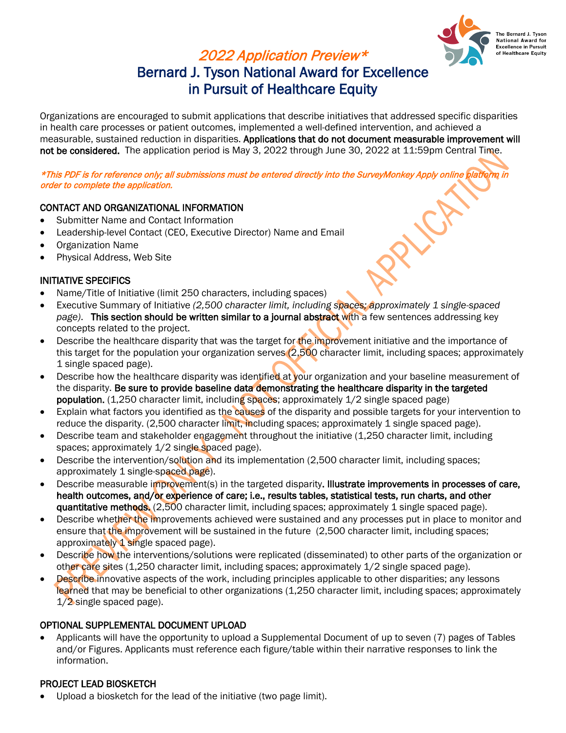# *2022 Application Preview**

# Bernard J. Tyson National Award for Excellence in Pursuit of Healthcare Equity

Organizations are encouraged to submit applications that describe initiatives that addressed specific disparities in health care processes or patient outcomes, implemented a well-defined intervention, and achieved a measurable, sustained reduction in disparities. **Applications that do not document measurable improvement will not be considered.** The application period is May 3, 2022 through June 30, 2022 at 11:59pm Central Time.

***This PDF is for reference only; all submissions must be entered directly into the SurveyMonkey Apply online platform in order to complete the application.***

## CONTACT AND ORGANIZATIONAL INFORMATION

- Submitter Name and Contact Information
- Leadership-level Contact (CEO, Executive Director) Name and Email
- Organization Name
- Physical Address, Web Site

## INITIATIVE SPECIFICS

- Name/Title of Initiative (limit 250 characters, including spaces)
- Executive Summary of Initiative *(2,500 character limit, including spaces; approximately 1 single-spaced page)*. **This section should be written similar to a journal abstract** with a few sentences addressing key concepts related to the project.
- Describe the healthcare disparity that was the target for the improvement initiative and the importance of this target for the population your organization serves (2,500 character limit, including spaces; approximately 1 single spaced page).
- Describe how the healthcare disparity was identified at your organization and your baseline measurement of the disparity. **Be sure to provide baseline data demonstrating the healthcare disparity in the targeted population.** (1,250 character limit, including spaces; approximately 1/2 single spaced page)
- Explain what factors you identified as the causes of the disparity and possible targets for your intervention to reduce the disparity. (2,500 character limit, including spaces; approximately 1 single spaced page).
- Describe team and stakeholder engagement throughout the initiative (1,250 character limit, including spaces; approximately 1/2 single spaced page).
- Describe the intervention/solution and its implementation (2,500 character limit, including spaces; approximately 1 single-spaced page).
- Describe measurable improvement(s) in the targeted disparity**. Illustrate improvements in processes of care, health outcomes, and/or experience of care; i.e., results tables, statistical tests, run charts, and other quantitative methods.** (2,500 character limit, including spaces; approximately 1 single spaced page).
- Describe whether the improvements achieved were sustained and any processes put in place to monitor and ensure that the improvement will be sustained in the future (2,500 character limit, including spaces; approximately 1 single spaced page).
- Describe how the interventions/solutions were replicated (disseminated) to other parts of the organization or other care sites (1,250 character limit, including spaces; approximately 1/2 single spaced page).
- Describe innovative aspects of the work, including principles applicable to other disparities; any lessons learned that may be beneficial to other organizations (1,250 character limit, including spaces; approximately 1/2 single spaced page).

## OPTIONAL SUPPLEMENTAL DOCUMENT UPLOAD

- Applicants will have the opportunity to upload a Supplemental Document of up to seven (7) pages of Tables and/or Figures. Applicants must reference each figure/table within their narrative responses to link the information.

## PROJECT LEAD BIOSKETCH

- Upload a biosketch for the lead of the initiative (two page limit).